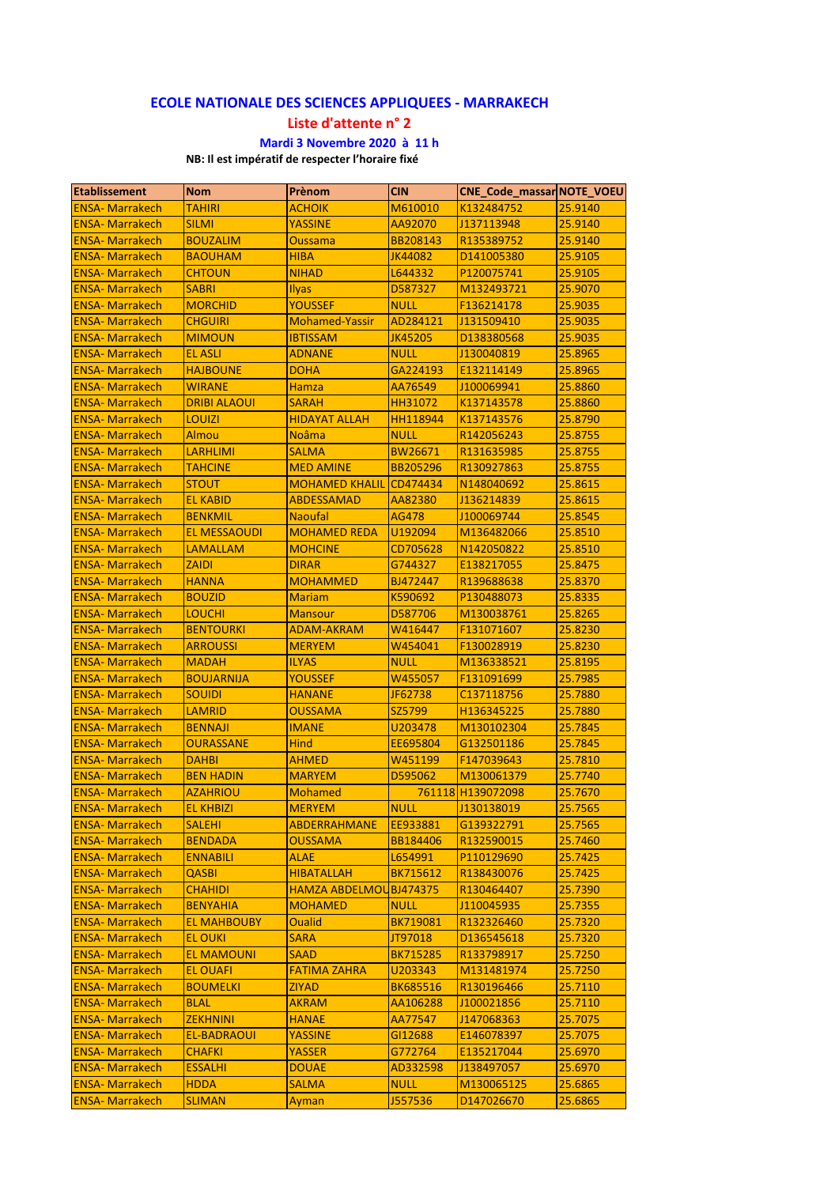## ECOLE NATIONALE DES SCIENCES APPLIQUEES - MARRAKECH

### Liste d'attente n° 2

**Mardi 3 Novembre 2020 à 11 h**

**NB: Il est impératif de respecter l'horaire fixé**

| Etablissement | Nom | Prènom | CIN | CNE_Code_massar | NOTE_VOEU |
|---|---|---|---|---|---|
| ENSA- Marrakech | TAHIRI | ACHOIK | M610010 | K132484752 | 25.9140 |
| ENSA- Marrakech | SILMI | YASSINE | AA92070 | J137113948 | 25.9140 |
| ENSA- Marrakech | BOUZALIM | Oussama | BB208143 | R135389752 | 25.9140 |
| ENSA- Marrakech | BAOUHAM | HIBA | JK44082 | D141005380 | 25.9105 |
| ENSA- Marrakech | CHTOUN | NIHAD | L644332 | P120075741 | 25.9105 |
| ENSA- Marrakech | SABRI | Ilyas | D587327 | M132493721 | 25.9070 |
| ENSA- Marrakech | MORCHID | YOUSSEF | NULL | F136214178 | 25.9035 |
| ENSA- Marrakech | CHGUIRI | Mohamed-Yassir | AD284121 | J131509410 | 25.9035 |
| ENSA- Marrakech | MIMOUN | IBTISSAM | JK45205 | D138380568 | 25.9035 |
| ENSA- Marrakech | EL ASLI | ADNANE | NULL | J130040819 | 25.8965 |
| ENSA- Marrakech | HAJBOUNE | DOHA | GA224193 | E132114149 | 25.8965 |
| ENSA- Marrakech | WIRANE | Hamza | AA76549 | J100069941 | 25.8860 |
| ENSA- Marrakech | DRIBI ALAOUI | SARAH | HH31072 | K137143578 | 25.8860 |
| ENSA- Marrakech | LOUIZI | HIDAYAT ALLAH | HH118944 | K137143576 | 25.8790 |
| ENSA- Marrakech | Almou | Noâma | NULL | R142056243 | 25.8755 |
| ENSA- Marrakech | LARHLIMI | SALMA | BW26671 | R131635985 | 25.8755 |
| ENSA- Marrakech | TAHCINE | MED AMINE | BB205296 | R130927863 | 25.8755 |
| ENSA- Marrakech | STOUT | MOHAMED KHALIL | CD474434 | N148040692 | 25.8615 |
| ENSA- Marrakech | EL KABID | ABDESSAMAD | AA82380 | J136214839 | 25.8615 |
| ENSA- Marrakech | BENKMIL | Naoufal | AG478 | J100069744 | 25.8545 |
| ENSA- Marrakech | EL MESSAOUDI | MOHAMED REDA | U192094 | M136482066 | 25.8510 |
| ENSA- Marrakech | LAMALLAM | MOHCINE | CD705628 | N142050822 | 25.8510 |
| ENSA- Marrakech | ZAIDI | DIRAR | G744327 | E138217055 | 25.8475 |
| ENSA- Marrakech | HANNA | MOHAMMED | BJ472447 | R139688638 | 25.8370 |
| ENSA- Marrakech | BOUZID | Mariam | K590692 | P130488073 | 25.8335 |
| ENSA- Marrakech | LOUCHI | Mansour | D587706 | M130038761 | 25.8265 |
| ENSA- Marrakech | BENTOURKI | ADAM-AKRAM | W416447 | F131071607 | 25.8230 |
| ENSA- Marrakech | ARROUSSI | MERYEM | W454041 | F130028919 | 25.8230 |
| ENSA- Marrakech | MADAH | ILYAS | NULL | M136338521 | 25.8195 |
| ENSA- Marrakech | BOUJARNIJA | YOUSSEF | W455057 | F131091699 | 25.7985 |
| ENSA- Marrakech | SOUIDI | HANANE | JF62738 | C137118756 | 25.7880 |
| ENSA- Marrakech | LAMRID | OUSSAMA | SZ5799 | H136345225 | 25.7880 |
| ENSA- Marrakech | BENNAJI | IMANE | U203478 | M130102304 | 25.7845 |
| ENSA- Marrakech | OURASSANE | Hind | EE695804 | G132501186 | 25.7845 |
| ENSA- Marrakech | DAHBI | AHMED | W451199 | F147039643 | 25.7810 |
| ENSA- Marrakech | BEN HADIN | MARYEM | D595062 | M130061379 | 25.7740 |
| ENSA- Marrakech | AZAHRIOU | Mohamed | 761118 | H139072098 | 25.7670 |
| ENSA- Marrakech | EL KHBIZI | MERYEM | NULL | J130138019 | 25.7565 |
| ENSA- Marrakech | SALEHI | ABDERRAHMANE | EE933881 | G139322791 | 25.7565 |
| ENSA- Marrakech | BENDADA | OUSSAMA | BB184406 | R132590015 | 25.7460 |
| ENSA- Marrakech | ENNABILI | ALAE | L654991 | P110129690 | 25.7425 |
| ENSA- Marrakech | QASBI | HIBATALLAH | BK715612 | R138430076 | 25.7425 |
| ENSA- Marrakech | CHAHIDI | HAMZA ABDELMOU | BJ474375 | R130464407 | 25.7390 |
| ENSA- Marrakech | BENYAHIA | MOHAMED | NULL | J110045935 | 25.7355 |
| ENSA- Marrakech | EL MAHBOUBY | Oualid | BK719081 | R132326460 | 25.7320 |
| ENSA- Marrakech | EL OUKI | SARA | JT97018 | D136545618 | 25.7320 |
| ENSA- Marrakech | EL MAMOUNI | SAAD | BK715285 | R133798917 | 25.7250 |
| ENSA- Marrakech | EL OUAFI | FATIMA ZAHRA | U203343 | M131481974 | 25.7250 |
| ENSA- Marrakech | BOUMELKI | ZIYAD | BK685516 | R130196466 | 25.7110 |
| ENSA- Marrakech | BLAL | AKRAM | AA106288 | J100021856 | 25.7110 |
| ENSA- Marrakech | ZEKHNINI | HANAE | AA77547 | J147068363 | 25.7075 |
| ENSA- Marrakech | EL-BADRAOUI | YASSINE | GI12688 | E146078397 | 25.7075 |
| ENSA- Marrakech | CHAFKI | YASSER | G772764 | E135217044 | 25.6970 |
| ENSA- Marrakech | ESSALHI | DOUAE | AD332598 | J138497057 | 25.6970 |
| ENSA- Marrakech | HDDA | SALMA | NULL | M130065125 | 25.6865 |
| ENSA- Marrakech | SLIMAN | Ayman | J557536 | D147026670 | 25.6865 |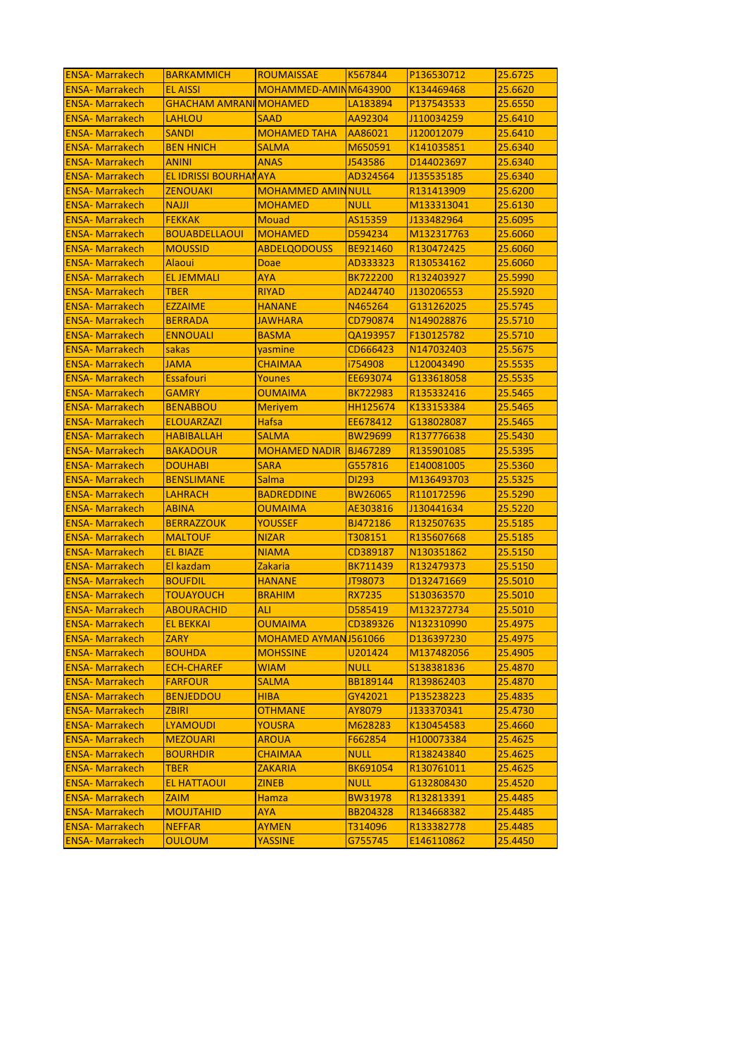| | | | | | |
|---|---|---|---|---|---|
| ENSA- Marrakech | BARKAMMICH | ROUMAISSAE | K567844 | P136530712 | 25.6725 |
| ENSA- Marrakech | EL AISSI | MOHAMMED-AMIN | M643900 | K134469468 | 25.6620 |
| ENSA- Marrakech | GHACHAM AMRANI | MOHAMED | LA183894 | P137543533 | 25.6550 |
| ENSA- Marrakech | LAHLOU | SAAD | AA92304 | J110034259 | 25.6410 |
| ENSA- Marrakech | SANDI | MOHAMED TAHA | AA86021 | J120012079 | 25.6410 |
| ENSA- Marrakech | BEN HNICH | SALMA | M650591 | K141035851 | 25.6340 |
| ENSA- Marrakech | ANINI | ANAS | J543586 | D144023697 | 25.6340 |
| ENSA- Marrakech | EL IDRISSI BOURHAN | AYA | AD324564 | J135535185 | 25.6340 |
| ENSA- Marrakech | ZENOUAKI | MOHAMMED AMIN | NULL | R131413909 | 25.6200 |
| ENSA- Marrakech | NAJJI | MOHAMED | NULL | M133313041 | 25.6130 |
| ENSA- Marrakech | FEKKAK | Mouad | AS15359 | J133482964 | 25.6095 |
| ENSA- Marrakech | BOUABDELLAOUI | MOHAMED | D594234 | M132317763 | 25.6060 |
| ENSA- Marrakech | MOUSSID | ABDELQODOUSS | BE921460 | R130472425 | 25.6060 |
| ENSA- Marrakech | Alaoui | Doae | AD333323 | R130534162 | 25.6060 |
| ENSA- Marrakech | EL JEMMALI | AYA | BK722200 | R132403927 | 25.5990 |
| ENSA- Marrakech | TBER | RIYAD | AD244740 | J130206553 | 25.5920 |
| ENSA- Marrakech | EZZAIME | HANANE | N465264 | G131262025 | 25.5745 |
| ENSA- Marrakech | BERRADA | JAWHARA | CD790874 | N149028876 | 25.5710 |
| ENSA- Marrakech | ENNOUALI | BASMA | QA193957 | F130125782 | 25.5710 |
| ENSA- Marrakech | sakas | yasmine | CD666423 | N147032403 | 25.5675 |
| ENSA- Marrakech | JAMA | CHAIMAA | i754908 | L120043490 | 25.5535 |
| ENSA- Marrakech | Essafouri | Younes | EE693074 | G133618058 | 25.5535 |
| ENSA- Marrakech | GAMRY | OUMAIMA | BK722983 | R135332416 | 25.5465 |
| ENSA- Marrakech | BENABBOU | Meriyem | HH125674 | K133153384 | 25.5465 |
| ENSA- Marrakech | ELOUARZAZI | Hafsa | EE678412 | G138028087 | 25.5465 |
| ENSA- Marrakech | HABIBALLAH | SALMA | BW29699 | R137776638 | 25.5430 |
| ENSA- Marrakech | BAKADOUR | MOHAMED NADIR | BJ467289 | R135901085 | 25.5395 |
| ENSA- Marrakech | DOUHABI | SARA | G557816 | E140081005 | 25.5360 |
| ENSA- Marrakech | BENSLIMANE | Salma | DI293 | M136493703 | 25.5325 |
| ENSA- Marrakech | LAHRACH | BADREDDINE | BW26065 | R110172596 | 25.5290 |
| ENSA- Marrakech | ABINA | OUMAIMA | AE303816 | J130441634 | 25.5220 |
| ENSA- Marrakech | BERRAZZOUK | YOUSSEF | BJ472186 | R132507635 | 25.5185 |
| ENSA- Marrakech | MALTOUF | NIZAR | T308151 | R135607668 | 25.5185 |
| ENSA- Marrakech | EL BIAZE | NIAMA | CD389187 | N130351862 | 25.5150 |
| ENSA- Marrakech | El kazdam | Zakaria | BK711439 | R132479373 | 25.5150 |
| ENSA- Marrakech | BOUFDIL | HANANE | JT98073 | D132471669 | 25.5010 |
| ENSA- Marrakech | TOUAYOUCH | BRAHIM | RX7235 | S130363570 | 25.5010 |
| ENSA- Marrakech | ABOURACHID | ALI | D585419 | M132372734 | 25.5010 |
| ENSA- Marrakech | EL BEKKAI | OUMAIMA | CD389326 | N132310990 | 25.4975 |
| ENSA- Marrakech | ZARY | MOHAMED AYMAN | J561066 | D136397230 | 25.4975 |
| ENSA- Marrakech | BOUHDA | MOHSSINE | U201424 | M137482056 | 25.4905 |
| ENSA- Marrakech | ECH-CHAREF | WIAM | NULL | S138381836 | 25.4870 |
| ENSA- Marrakech | FARFOUR | SALMA | BB189144 | R139862403 | 25.4870 |
| ENSA- Marrakech | BENJEDDOU | HIBA | GY42021 | P135238223 | 25.4835 |
| ENSA- Marrakech | ZBIRI | OTHMANE | AY8079 | J133370341 | 25.4730 |
| ENSA- Marrakech | LYAMOUDI | YOUSRA | M628283 | K130454583 | 25.4660 |
| ENSA- Marrakech | MEZOUARI | AROUA | F662854 | H100073384 | 25.4625 |
| ENSA- Marrakech | BOURHDIR | CHAIMAA | NULL | R138243840 | 25.4625 |
| ENSA- Marrakech | TBER | ZAKARIA | BK691054 | R130761011 | 25.4625 |
| ENSA- Marrakech | EL HATTAOUI | ZINEB | NULL | G132808430 | 25.4520 |
| ENSA- Marrakech | ZAIM | Hamza | BW31978 | R132813391 | 25.4485 |
| ENSA- Marrakech | MOUJTAHID | AYA | BB204328 | R134668382 | 25.4485 |
| ENSA- Marrakech | NEFFAR | AYMEN | T314096 | R133382778 | 25.4485 |
| ENSA- Marrakech | OULOUM | YASSINE | G755745 | E146110862 | 25.4450 |